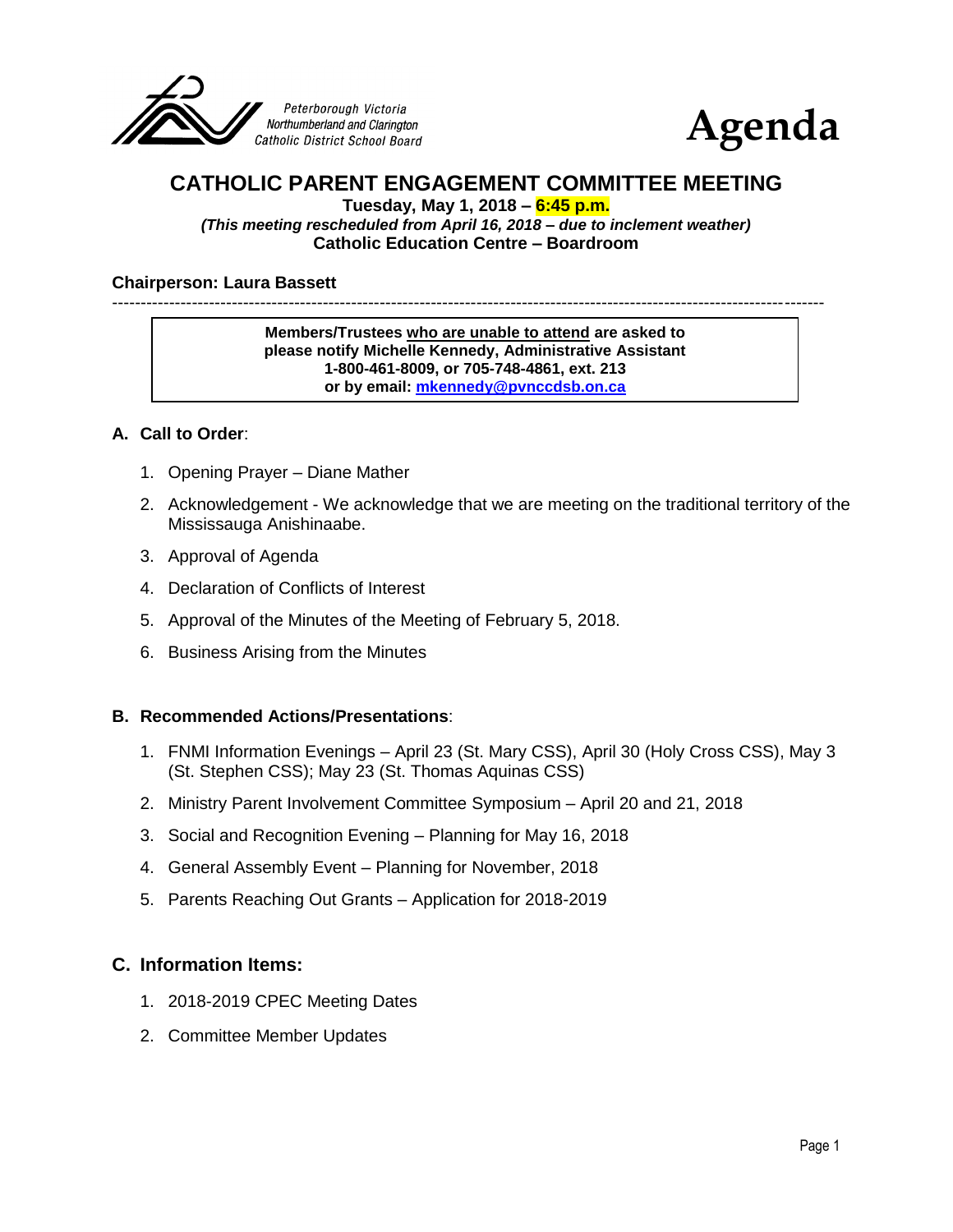Peterborough Victoria
Northumberland and Clarington
Catholic District School Board

# Agenda

## CATHOLIC PARENT ENGAGEMENT COMMITTEE MEETING

**Tuesday, May 1, 2018 – 6:45 p.m.**
***(This meeting rescheduled from April 16, 2018 – due to inclement weather)***
**Catholic Education Centre – Boardroom**

**Chairperson: Laura Bassett**

---

> **Members/Trustees who are unable to attend are asked to please notify Michelle Kennedy, Administrative Assistant**
> **1-800-461-8009, or 705-748-4861, ext. 213**
> **or by email: mkennedy@pvnccdsb.on.ca**

### A. Call to Order:

1. Opening Prayer – Diane Mather
2. Acknowledgement - We acknowledge that we are meeting on the traditional territory of the Mississauga Anishinaabe.
3. Approval of Agenda
4. Declaration of Conflicts of Interest
5. Approval of the Minutes of the Meeting of February 5, 2018.
6. Business Arising from the Minutes

### B. Recommended Actions/Presentations:

1. FNMI Information Evenings – April 23 (St. Mary CSS), April 30 (Holy Cross CSS), May 3 (St. Stephen CSS); May 23 (St. Thomas Aquinas CSS)
2. Ministry Parent Involvement Committee Symposium – April 20 and 21, 2018
3. Social and Recognition Evening – Planning for May 16, 2018
4. General Assembly Event – Planning for November, 2018
5. Parents Reaching Out Grants – Application for 2018-2019

### C. Information Items:

1. 2018-2019 CPEC Meeting Dates
2. Committee Member Updates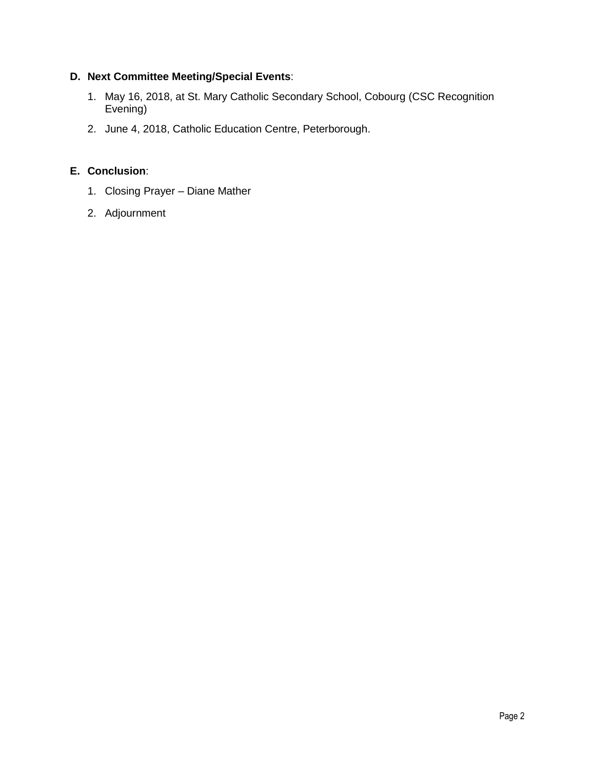**D. Next Committee Meeting/Special Events**:

1. May 16, 2018, at St. Mary Catholic Secondary School, Cobourg (CSC Recognition Evening)
2. June 4, 2018, Catholic Education Centre, Peterborough.

**E. Conclusion**:

1. Closing Prayer – Diane Mather
2. Adjournment